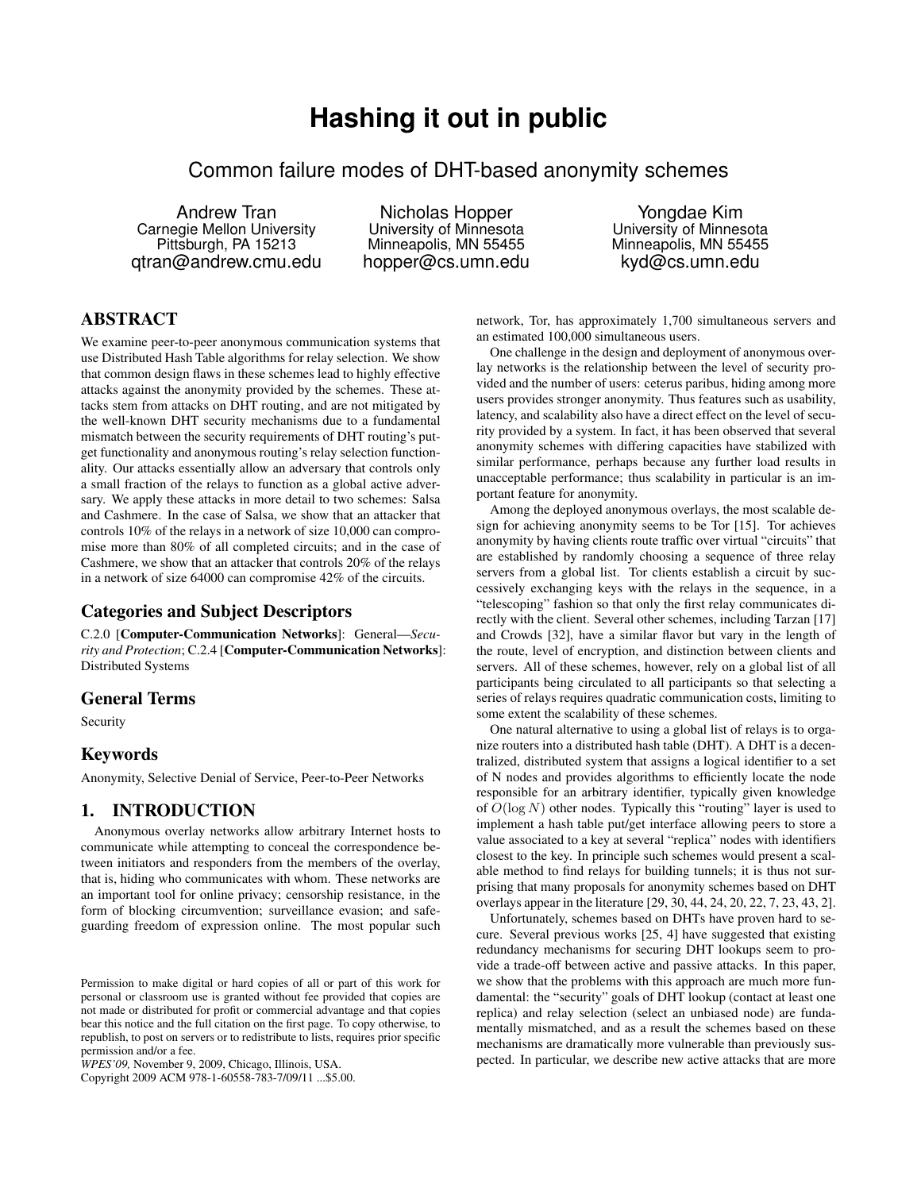# Hashing it out in public

## Common failure modes of DHT-based anonymity schemes

Andrew Tran
Carnegie Mellon University
Pittsburgh, PA 15213
qtran@andrew.cmu.edu

Nicholas Hopper
University of Minnesota
Minneapolis, MN 55455
hopper@cs.umn.edu

Yongdae Kim
University of Minnesota
Minneapolis, MN 55455
kyd@cs.umn.edu

## ABSTRACT

We examine peer-to-peer anonymous communication systems that use Distributed Hash Table algorithms for relay selection. We show that common design flaws in these schemes lead to highly effective attacks against the anonymity provided by the schemes. These attacks stem from attacks on DHT routing, and are not mitigated by the well-known DHT security mechanisms due to a fundamental mismatch between the security requirements of DHT routing's put-get functionality and anonymous routing's relay selection functionality. Our attacks essentially allow an adversary that controls only a small fraction of the relays to function as a global active adversary. We apply these attacks in more detail to two schemes: Salsa and Cashmere. In the case of Salsa, we show that an attacker that controls 10% of the relays in a network of size 10,000 can compromise more than 80% of all completed circuits; and in the case of Cashmere, we show that an attacker that controls 20% of the relays in a network of size 64000 can compromise 42% of the circuits.

### Categories and Subject Descriptors

C.2.0 [**Computer-Communication Networks**]: General—*Security and Protection*; C.2.4 [**Computer-Communication Networks**]: Distributed Systems

### General Terms

Security

### Keywords

Anonymity, Selective Denial of Service, Peer-to-Peer Networks

## 1. INTRODUCTION

Anonymous overlay networks allow arbitrary Internet hosts to communicate while attempting to conceal the correspondence between initiators and responders from the members of the overlay, that is, hiding who communicates with whom. These networks are an important tool for online privacy; censorship resistance, in the form of blocking circumvention; surveillance evasion; and safeguarding freedom of expression online. The most popular such network, Tor, has approximately 1,700 simultaneous servers and an estimated 100,000 simultaneous users.

One challenge in the design and deployment of anonymous overlay networks is the relationship between the level of security provided and the number of users: ceterus paribus, hiding among more users provides stronger anonymity. Thus features such as usability, latency, and scalability also have a direct effect on the level of security provided by a system. In fact, it has been observed that several anonymity schemes with differing capacities have stabilized with similar performance, perhaps because any further load results in unacceptable performance; thus scalability in particular is an important feature for anonymity.

Among the deployed anonymous overlays, the most scalable design for achieving anonymity seems to be Tor [15]. Tor achieves anonymity by having clients route traffic over virtual "circuits" that are established by randomly choosing a sequence of three relay servers from a global list. Tor clients establish a circuit by successively exchanging keys with the relays in the sequence, in a "telescoping" fashion so that only the first relay communicates directly with the client. Several other schemes, including Tarzan [17] and Crowds [32], have a similar flavor but vary in the length of the route, level of encryption, and distinction between clients and servers. All of these schemes, however, rely on a global list of all participants being circulated to all participants so that selecting a series of relays requires quadratic communication costs, limiting to some extent the scalability of these schemes.

One natural alternative to using a global list of relays is to organize routers into a distributed hash table (DHT). A DHT is a decentralized, distributed system that assigns a logical identifier to a set of N nodes and provides algorithms to efficiently locate the node responsible for an arbitrary identifier, typically given knowledge of $O(\log N)$ other nodes. Typically this "routing" layer is used to implement a hash table put/get interface allowing peers to store a value associated to a key at several "replica" nodes with identifiers closest to the key. In principle such schemes would present a scalable method to find relays for building tunnels; it is thus not surprising that many proposals for anonymity schemes based on DHT overlays appear in the literature [29, 30, 44, 24, 20, 22, 7, 23, 43, 2].

Unfortunately, schemes based on DHTs have proven hard to secure. Several previous works [25, 4] have suggested that existing redundancy mechanisms for securing DHT lookups seem to provide a trade-off between active and passive attacks. In this paper, we show that the problems with this approach are much more fundamental: the "security" goals of DHT lookup (contact at least one replica) and relay selection (select an unbiased node) are fundamentally mismatched, and as a result the schemes based on these mechanisms are dramatically more vulnerable than previously suspected. In particular, we describe new active attacks that are more

Permission to make digital or hard copies of all or part of this work for personal or classroom use is granted without fee provided that copies are not made or distributed for profit or commercial advantage and that copies bear this notice and the full citation on the first page. To copy otherwise, to republish, to post on servers or to redistribute to lists, requires prior specific permission and/or a fee.
*WPES'09,* November 9, 2009, Chicago, Illinois, USA.
Copyright 2009 ACM 978-1-60558-783-7/09/11 ...$5.00.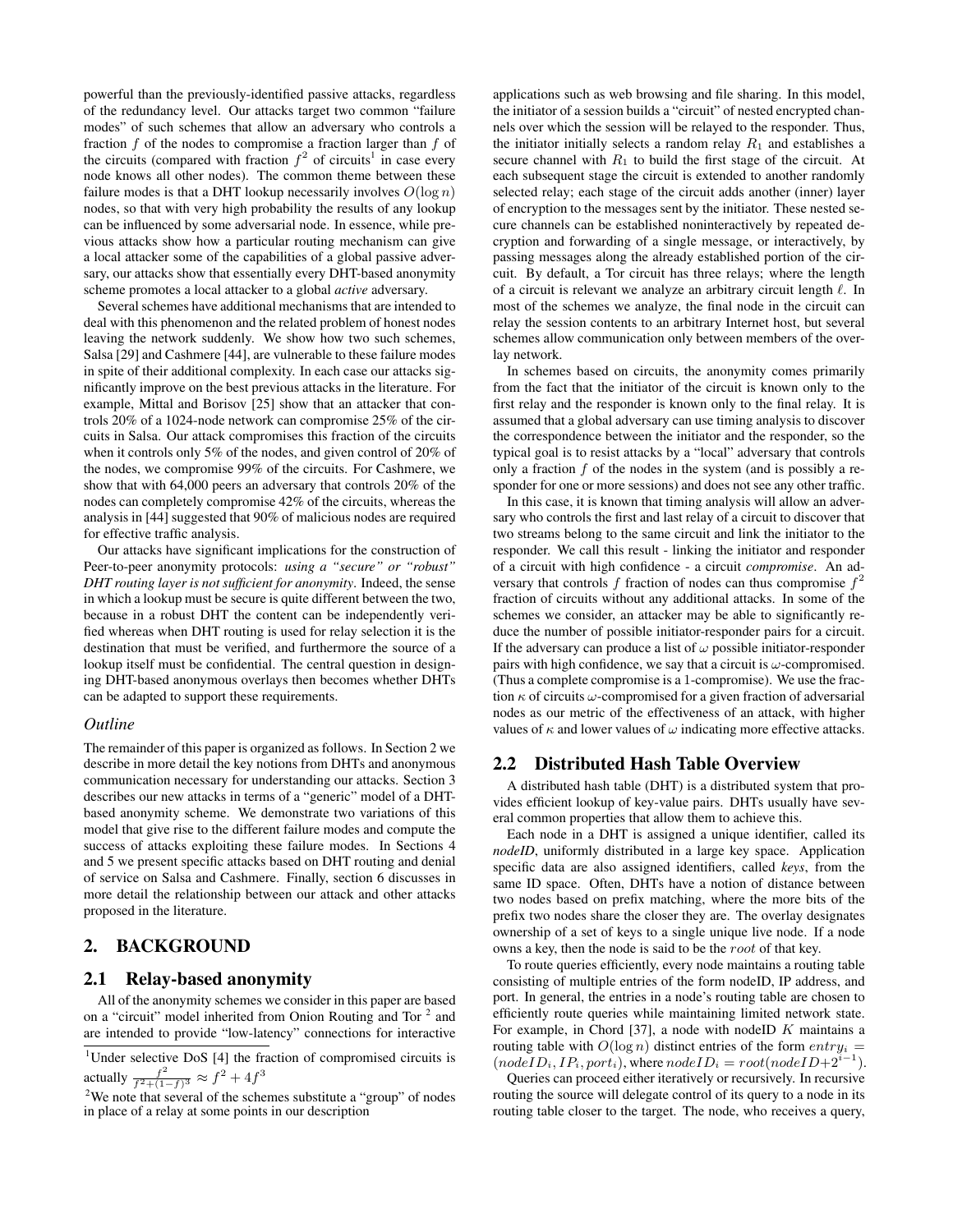powerful than the previously-identified passive attacks, regardless of the redundancy level. Our attacks target two common "failure modes" of such schemes that allow an adversary who controls a fraction $f$ of the nodes to compromise a fraction larger than $f$ of the circuits (compared with fraction $f^2$ of circuits[1] in case every node knows all other nodes). The common theme between these failure modes is that a DHT lookup necessarily involves $O(\log n)$ nodes, so that with very high probability the results of any lookup can be influenced by some adversarial node. In essence, while previous attacks show how a particular routing mechanism can give a local attacker some of the capabilities of a global passive adversary, our attacks show that essentially every DHT-based anonymity scheme promotes a local attacker to a global *active* adversary.

Several schemes have additional mechanisms that are intended to deal with this phenomenon and the related problem of honest nodes leaving the network suddenly. We show how two such schemes, Salsa [29] and Cashmere [44], are vulnerable to these failure modes in spite of their additional complexity. In each case our attacks significantly improve on the best previous attacks in the literature. For example, Mittal and Borisov [25] show that an attacker that controls 20% of a 1024-node network can compromise 25% of the circuits in Salsa. Our attack compromises this fraction of the circuits when it controls only 5% of the nodes, and given control of 20% of the nodes, we compromise 99% of the circuits. For Cashmere, we show that with 64,000 peers an adversary that controls 20% of the nodes can completely compromise 42% of the circuits, whereas the analysis in [44] suggested that 90% of malicious nodes are required for effective traffic analysis.

Our attacks have significant implications for the construction of Peer-to-peer anonymity protocols: *using a "secure" or "robust" DHT routing layer is not sufficient for anonymity*. Indeed, the sense in which a lookup must be secure is quite different between the two, because in a robust DHT the content can be independently verified whereas when DHT routing is used for relay selection it is the destination that must be verified, and furthermore the source of a lookup itself must be confidential. The central question in designing DHT-based anonymous overlays then becomes whether DHTs can be adapted to support these requirements.

### *Outline*

The remainder of this paper is organized as follows. In Section 2 we describe in more detail the key notions from DHTs and anonymous communication necessary for understanding our attacks. Section 3 describes our new attacks in terms of a "generic" model of a DHT-based anonymity scheme. We demonstrate two variations of this model that give rise to the different failure modes and compute the success of attacks exploiting these failure modes. In Sections 4 and 5 we present specific attacks based on DHT routing and denial of service on Salsa and Cashmere. Finally, section 6 discusses in more detail the relationship between our attack and other attacks proposed in the literature.

## 2. BACKGROUND

### 2.1 Relay-based anonymity

All of the anonymity schemes we consider in this paper are based on a "circuit" model inherited from Onion Routing and Tor [2] and are intended to provide "low-latency" connections for interactive applications such as web browsing and file sharing. In this model, the initiator of a session builds a "circuit" of nested encrypted channels over which the session will be relayed to the responder. Thus, the initiator initially selects a random relay $R_1$ and establishes a secure channel with $R_1$ to build the first stage of the circuit. At each subsequent stage the circuit is extended to another randomly selected relay; each stage of the circuit adds another (inner) layer of encryption to the messages sent by the initiator. These nested secure channels can be established noninteractively by repeated decryption and forwarding of a single message, or interactively, by passing messages along the already established portion of the circuit. By default, a Tor circuit has three relays; where the length of a circuit is relevant we analyze an arbitrary circuit length $\ell$. In most of the schemes we analyze, the final node in the circuit can relay the session contents to an arbitrary Internet host, but several schemes allow communication only between members of the overlay network.

In schemes based on circuits, the anonymity comes primarily from the fact that the initiator of the circuit is known only to the first relay and the responder is known only to the final relay. It is assumed that a global adversary can use timing analysis to discover the correspondence between the initiator and the responder, so the typical goal is to resist attacks by a "local" adversary that controls only a fraction $f$ of the nodes in the system (and is possibly a responder for one or more sessions) and does not see any other traffic.

In this case, it is known that timing analysis will allow an adversary who controls the first and last relay of a circuit to discover that two streams belong to the same circuit and link the initiator to the responder. We call this result - linking the initiator and responder of a circuit with high confidence - a circuit *compromise*. An adversary that controls $f$ fraction of nodes can thus compromise $f^2$ fraction of circuits without any additional attacks. In some of the schemes we consider, an attacker may be able to significantly reduce the number of possible initiator-responder pairs for a circuit. If the adversary can produce a list of $\omega$ possible initiator-responder pairs with high confidence, we say that a circuit is $\omega$-compromised. (Thus a complete compromise is a 1-compromise). We use the fraction $\kappa$ of circuits $\omega$-compromised for a given fraction of adversarial nodes as our metric of the effectiveness of an attack, with higher values of $\kappa$ and lower values of $\omega$ indicating more effective attacks.

### 2.2 Distributed Hash Table Overview

A distributed hash table (DHT) is a distributed system that provides efficient lookup of key-value pairs. DHTs usually have several common properties that allow them to achieve this.

Each node in a DHT is assigned a unique identifier, called its *nodeID*, uniformly distributed in a large key space. Application specific data are also assigned identifiers, called *keys*, from the same ID space. Often, DHTs have a notion of distance between two nodes based on prefix matching, where the more bits of the prefix two nodes share the closer they are. The overlay designates ownership of a set of keys to a single unique live node. If a node owns a key, then the node is said to be the $root$ of that key.

To route queries efficiently, every node maintains a routing table consisting of multiple entries of the form nodeID, IP address, and port. In general, the entries in a node's routing table are chosen to efficiently route queries while maintaining limited network state. For example, in Chord [37], a node with nodeID $K$ maintains a routing table with $O(\log n)$ distinct entries of the form $entry_i = (nodeID_i, IP_i, port_i)$, where $nodeID_i = root(nodeID + 2^{i-1})$.

Queries can proceed either iteratively or recursively. In recursive routing the source will delegate control of its query to a node in its routing table closer to the target. The node, who receives a query,

---

[1] Under selective DoS [4] the fraction of compromised circuits is actually $\frac{f^2}{f^2+(1-f)^3} \approx f^2 + 4f^3$

[2] We note that several of the schemes substitute a "group" of nodes in place of a relay at some points in our description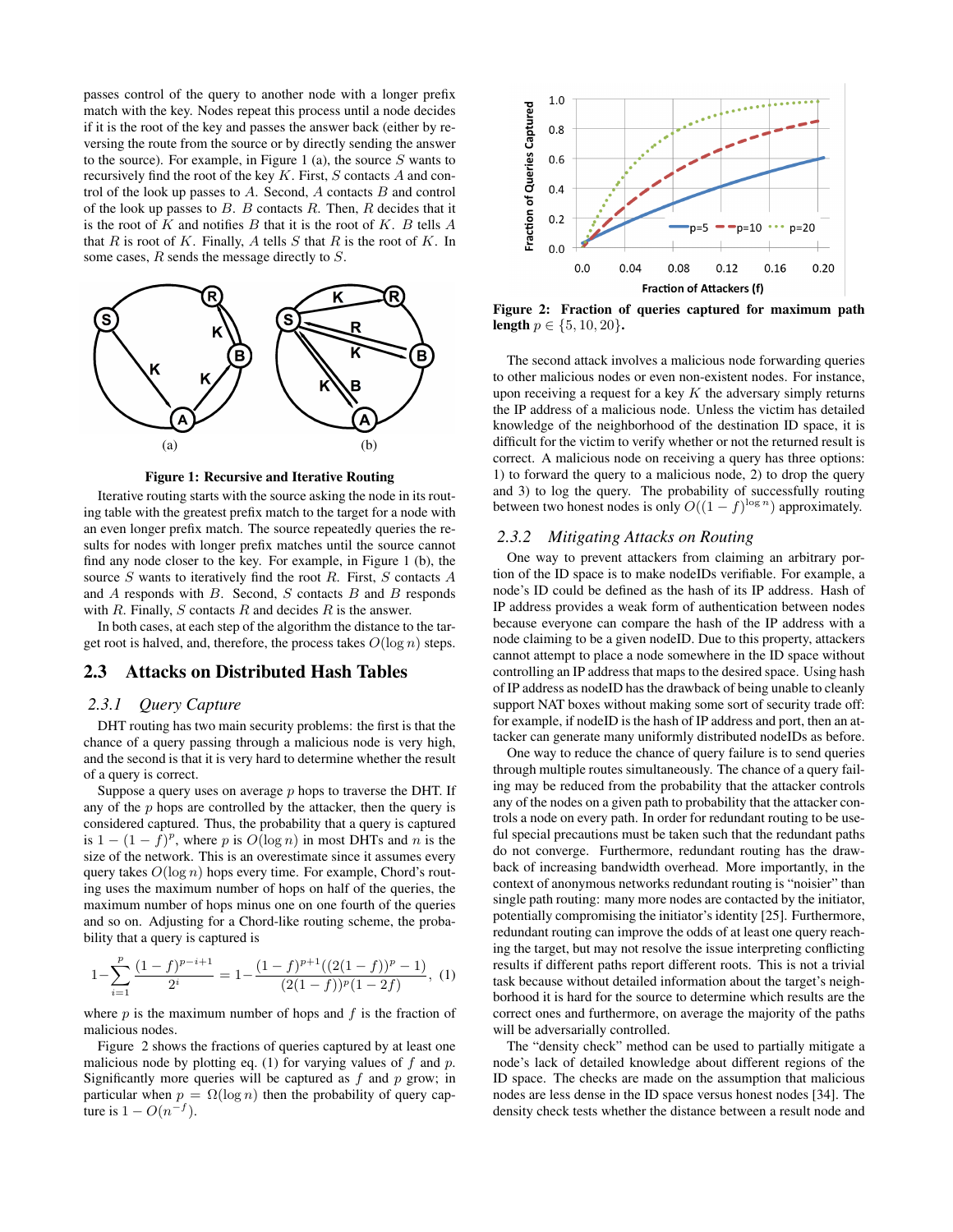passes control of the query to another node with a longer prefix match with the key. Nodes repeat this process until a node decides if it is the root of the key and passes the answer back (either by reversing the route from the source or by directly sending the answer to the source). For example, in Figure 1 (a), the source $S$ wants to recursively find the root of the key $K$. First, $S$ contacts $A$ and control of the look up passes to $A$. Second, $A$ contacts $B$ and control of the look up passes to $B$. $B$ contacts $R$. Then, $R$ decides that it is the root of $K$ and notifies $B$ that it is the root of $K$. $B$ tells $A$ that $R$ is root of $K$. Finally, $A$ tells $S$ that $R$ is the root of $K$. In some cases, $R$ sends the message directly to $S$.

(a)

(b)

**Figure 1: Recursive and Iterative Routing**

Iterative routing starts with the source asking the node in its routing table with the greatest prefix match to the target for a node with an even longer prefix match. The source repeatedly queries the results for nodes with longer prefix matches until the source cannot find any node closer to the key. For example, in Figure 1 (b), the source $S$ wants to iteratively find the root $R$. First, $S$ contacts $A$ and $A$ responds with $B$. Second, $S$ contacts $B$ and $B$ responds with $R$. Finally, $S$ contacts $R$ and decides $R$ is the answer.

In both cases, at each step of the algorithm the distance to the target root is halved, and, therefore, the process takes $O(\log n)$ steps.

## 2.3 Attacks on Distributed Hash Tables

### 2.3.1 *Query Capture*

DHT routing has two main security problems: the first is that the chance of a query passing through a malicious node is very high, and the second is that it is very hard to determine whether the result of a query is correct.

Suppose a query uses on average $p$ hops to traverse the DHT. If any of the $p$ hops are controlled by the attacker, then the query is considered captured. Thus, the probability that a query is captured is $1 - (1 - f)^p$, where $p$ is $O(\log n)$ in most DHTs and $n$ is the size of the network. This is an overestimate since it assumes every query takes $O(\log n)$ hops every time. For example, Chord's routing uses the maximum number of hops on half of the queries, the maximum number of hops minus one on one fourth of the queries and so on. Adjusting for a Chord-like routing scheme, the probability that a query is captured is

$$1 - \sum_{i=1}^{p} \frac{(1-f)^{p-i+1}}{2^i} = 1 - \frac{(1-f)^{p+1}((2(1-f))^p - 1)}{(2(1-f))^p(1-2f)}, \quad (1)$$

where $p$ is the maximum number of hops and $f$ is the fraction of malicious nodes.

Figure 2 shows the fractions of queries captured by at least one malicious node by plotting eq. (1) for varying values of $f$ and $p$. Significantly more queries will be captured as $f$ and $p$ grow; in particular when $p = \Omega(\log n)$ then the probability of query capture is $1 - O(n^{-f})$.

Fraction of Queries Captured
1.0
0.8
0.6
0.4
0.2
0.0
0.0 0.04 0.08 0.12 0.16 0.20
Fraction of Attackers (f)
p=5 p=10 p=20

**Figure 2: Fraction of queries captured for maximum path length $p \in \{5, 10, 20\}$.**

The second attack involves a malicious node forwarding queries to other malicious nodes or even non-existent nodes. For instance, upon receiving a request for a key $K$ the adversary simply returns the IP address of a malicious node. Unless the victim has detailed knowledge of the neighborhood of the destination ID space, it is difficult for the victim to verify whether or not the returned result is correct. A malicious node on receiving a query has three options: 1) to forward the query to a malicious node, 2) to drop the query and 3) to log the query. The probability of successfully routing between two honest nodes is only $O((1 - f)^{\log n})$ approximately.

### 2.3.2 *Mitigating Attacks on Routing*

One way to prevent attackers from claiming an arbitrary portion of the ID space is to make nodeIDs verifiable. For example, a node's ID could be defined as the hash of its IP address. Hash of IP address provides a weak form of authentication between nodes because everyone can compare the hash of the IP address with a node claiming to be a given nodeID. Due to this property, attackers cannot attempt to place a node somewhere in the ID space without controlling an IP address that maps to the desired space. Using hash of IP address as nodeID has the drawback of being unable to cleanly support NAT boxes without making some sort of security trade off: for example, if nodeID is the hash of IP address and port, then an attacker can generate many uniformly distributed nodeIDs as before.

One way to reduce the chance of query failure is to send queries through multiple routes simultaneously. The chance of a query failing may be reduced from the probability that the attacker controls any of the nodes on a given path to probability that the attacker controls a node on every path. In order for redundant routing to be useful special precautions must be taken such that the redundant paths do not converge. Furthermore, redundant routing has the drawback of increasing bandwidth overhead. More importantly, in the context of anonymous networks redundant routing is "noisier" than single path routing: many more nodes are contacted by the initiator, potentially compromising the initiator's identity [25]. Furthermore, redundant routing can improve the odds of at least one query reaching the target, but may not resolve the issue interpreting conflicting results if different paths report different roots. This is not a trivial task because without detailed information about the target's neighborhood it is hard for the source to determine which results are the correct ones and furthermore, on average the majority of the paths will be adversarially controlled.

The "density check" method can be used to partially mitigate a node's lack of detailed knowledge about different regions of the ID space. The checks are made on the assumption that malicious nodes are less dense in the ID space versus honest nodes [34]. The density check tests whether the distance between a result node and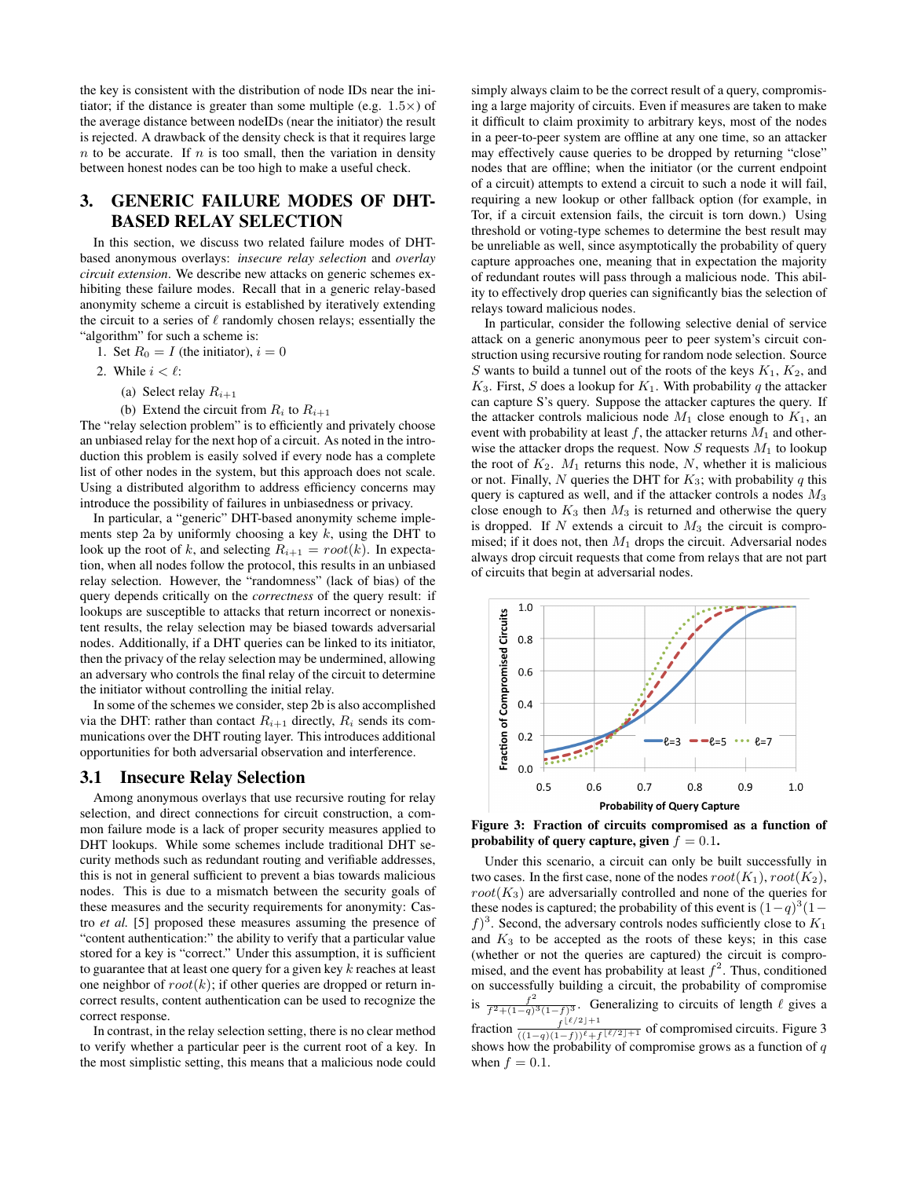the key is consistent with the distribution of node IDs near the initiator; if the distance is greater than some multiple (e.g. $1.5\times$) of the average distance between nodeIDs (near the initiator) the result is rejected. A drawback of the density check is that it requires large $n$ to be accurate. If $n$ is too small, then the variation in density between honest nodes can be too high to make a useful check.

## 3. GENERIC FAILURE MODES OF DHT-BASED RELAY SELECTION

In this section, we discuss two related failure modes of DHT-based anonymous overlays: *insecure relay selection* and *overlay circuit extension*. We describe new attacks on generic schemes exhibiting these failure modes. Recall that in a generic relay-based anonymity scheme a circuit is established by iteratively extending the circuit to a series of $\ell$ randomly chosen relays; essentially the "algorithm" for such a scheme is:

1. Set $R_0 = I$ (the initiator), $i = 0$
2. While $i < \ell$:
   (a) Select relay $R_{i+1}$
   (b) Extend the circuit from $R_i$ to $R_{i+1}$

The "relay selection problem" is to efficiently and privately choose an unbiased relay for the next hop of a circuit. As noted in the introduction this problem is easily solved if every node has a complete list of other nodes in the system, but this approach does not scale. Using a distributed algorithm to address efficiency concerns may introduce the possibility of failures in unbiasedness or privacy.

In particular, a "generic" DHT-based anonymity scheme implements step 2a by uniformly choosing a key $k$, using the DHT to look up the root of $k$, and selecting $R_{i+1} = root(k)$. In expectation, when all nodes follow the protocol, this results in an unbiased relay selection. However, the "randomness" (lack of bias) of the query depends critically on the *correctness* of the query result: if lookups are susceptible to attacks that return incorrect or nonexistent results, the relay selection may be biased towards adversarial nodes. Additionally, if a DHT queries can be linked to its initiator, then the privacy of the relay selection may be undermined, allowing an adversary who controls the final relay of the circuit to determine the initiator without controlling the initial relay.

In some of the schemes we consider, step 2b is also accomplished via the DHT: rather than contact $R_{i+1}$ directly, $R_i$ sends its communications over the DHT routing layer. This introduces additional opportunities for both adversarial observation and interference.

### 3.1 Insecure Relay Selection

Among anonymous overlays that use recursive routing for relay selection, and direct connections for circuit construction, a common failure mode is a lack of proper security measures applied to DHT lookups. While some schemes include traditional DHT security methods such as redundant routing and verifiable addresses, this is not in general sufficient to prevent a bias towards malicious nodes. This is due to a mismatch between the security goals of these measures and the security requirements for anonymity: Castro *et al.* [5] proposed these measures assuming the presence of "content authentication:" the ability to verify that a particular value stored for a key is "correct." Under this assumption, it is sufficient to guarantee that at least one query for a given key $k$ reaches at least one neighbor of $root(k)$; if other queries are dropped or return incorrect results, content authentication can be used to recognize the correct response.

In contrast, in the relay selection setting, there is no clear method to verify whether a particular peer is the current root of a key. In the most simplistic setting, this means that a malicious node could simply always claim to be the correct result of a query, compromising a large majority of circuits. Even if measures are taken to make it difficult to claim proximity to arbitrary keys, most of the nodes in a peer-to-peer system are offline at any one time, so an attacker may effectively cause queries to be dropped by returning "close" nodes that are offline; when the initiator (or the current endpoint of a circuit) attempts to extend a circuit to such a node it will fail, requiring a new lookup or other fallback option (for example, in Tor, if a circuit extension fails, the circuit is torn down.) Using threshold or voting-type schemes to determine the best result may be unreliable as well, since asymptotically the probability of query capture approaches one, meaning that in expectation the majority of redundant routes will pass through a malicious node. This ability to effectively drop queries can significantly bias the selection of relays toward malicious nodes.

In particular, consider the following selective denial of service attack on a generic anonymous peer to peer system's circuit construction using recursive routing for random node selection. Source $S$ wants to build a tunnel out of the roots of the keys $K_1$, $K_2$, and $K_3$. First, $S$ does a lookup for $K_1$. With probability $q$ the attacker can capture $S$'s query. Suppose the attacker captures the query. If the attacker controls malicious node $M_1$ close enough to $K_1$, an event with probability at least $f$, the attacker returns $M_1$ and otherwise the attacker drops the request. Now $S$ requests $M_1$ to lookup the root of $K_2$. $M_1$ returns this node, $N$, whether it is malicious or not. Finally, $N$ queries the DHT for $K_3$; with probability $q$ this query is captured as well, and if the attacker controls a nodes $M_3$ close enough to $K_3$ then $M_3$ is returned and otherwise the query is dropped. If $N$ extends a circuit to $M_3$ the circuit is compromised; if it does not, then $M_1$ drops the circuit. Adversarial nodes always drop circuit requests that come from relays that are not part of circuits that begin at adversarial nodes.

1.0
0.8
0.6
0.4
0.2
0.0
Fraction of Compromised Circuits
0.5 0.6 0.7 0.8 0.9 1.0
Probability of Query Capture
ℓ=3 ℓ=5 ℓ=7

**Figure 3: Fraction of circuits compromised as a function of probability of query capture, given $f = 0.1$.**

Under this scenario, a circuit can only be built successfully in two cases. In the first case, none of the nodes $root(K_1)$, $root(K_2)$, $root(K_3)$ are adversarially controlled and none of the queries for these nodes is captured; the probability of this event is $(1-q)^3(1-f)^3$. Second, the adversary controls nodes sufficiently close to $K_1$ and $K_3$ to be accepted as the roots of these keys; in this case (whether or not the queries are captured) the circuit is compromised, and the event has probability at least $f^2$. Thus, conditioned on successfully building a circuit, the probability of compromise is $\frac{f^2}{f^2+(1-q)^3(1-f)^3}$. Generalizing to circuits of length $\ell$ gives a fraction $\frac{f^{\lfloor \ell/2 \rfloor+1}}{((1-q)(1-f))^{\ell}+f^{\lfloor \ell/2 \rfloor+1}}$ of compromised circuits. Figure 3 shows how the probability of compromise grows as a function of $q$ when $f = 0.1$.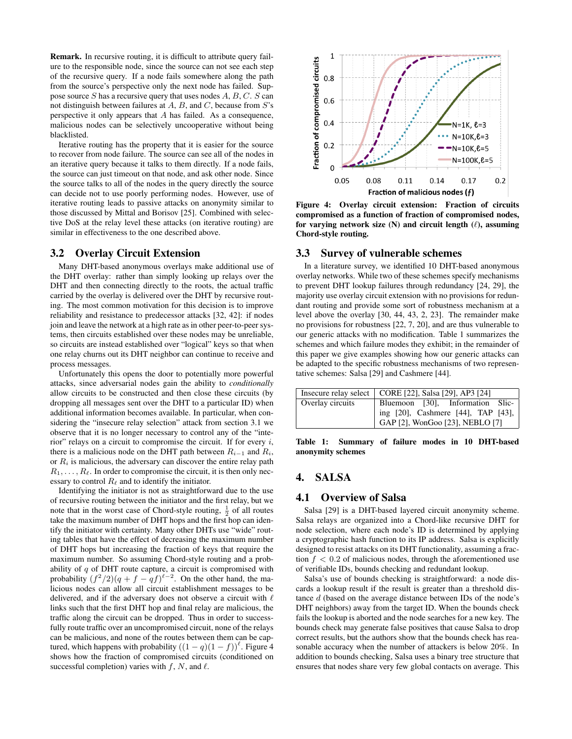**Remark.** In recursive routing, it is difficult to attribute query failure to the responsible node, since the source can not see each step of the recursive query. If a node fails somewhere along the path from the source's perspective only the next node has failed. Suppose source $S$ has a recursive query that uses nodes $A$, $B$, $C$. $S$ can not distinguish between failures at $A$, $B$, and $C$, because from $S$'s perspective it only appears that $A$ has failed. As a consequence, malicious nodes can be selectively uncooperative without being blacklisted.

Iterative routing has the property that it is easier for the source to recover from node failure. The source can see all of the nodes in an iterative query because it talks to them directly. If a node fails, the source can just timeout on that node, and ask other node. Since the source talks to all of the nodes in the query directly the source can decide not to use poorly performing nodes. However, use of iterative routing leads to passive attacks on anonymity similar to those discussed by Mittal and Borisov [25]. Combined with selective DoS at the relay level these attacks (on iterative routing) are similar in effectiveness to the one described above.

## 3.2 Overlay Circuit Extension

Many DHT-based anonymous overlays make additional use of the DHT overlay: rather than simply looking up relays over the DHT and then connecting directly to the roots, the actual traffic carried by the overlay is delivered over the DHT by recursive routing. The most common motivation for this decision is to improve reliability and resistance to predecessor attacks [32, 42]: if nodes join and leave the network at a high rate as in other peer-to-peer systems, then circuits established over these nodes may be unreliable, so circuits are instead established over "logical" keys so that when one relay churns out its DHT neighbor can continue to receive and process messages.

Unfortunately this opens the door to potentially more powerful attacks, since adversarial nodes gain the ability to *conditionally* allow circuits to be constructed and then close these circuits (by dropping all messages sent over the DHT to a particular ID) when additional information becomes available. In particular, when considering the "insecure relay selection" attack from section 3.1 we observe that it is no longer necessary to control any of the "interior" relays on a circuit to compromise the circuit. If for every $i$, there is a malicious node on the DHT path between $R_{i-1}$ and $R_i$, or $R_i$ is malicious, the adversary can discover the entire relay path $R_1, \ldots, R_\ell$. In order to compromise the circuit, it is then only necessary to control $R_\ell$ and to identify the initiator.

Identifying the initiator is not as straightforward due to the use of recursive routing between the initiator and the first relay, but we note that in the worst case of Chord-style routing, $\frac{1}{2}$ of all routes take the maximum number of DHT hops and the first hop can identify the initiator with certainty. Many other DHTs use "wide" routing tables that have the effect of decreasing the maximum number of DHT hops but increasing the fraction of keys that require the maximum number. So assuming Chord-style routing and a probability of $q$ of DHT route capture, a circuit is compromised with probability $(f^2/2)(q + f - qf)^{\ell-2}$. On the other hand, the malicious nodes can allow all circuit establishment messages to be delivered, and if the adversary does not observe a circuit with $\ell$ links such that the first DHT hop and final relay are malicious, the traffic along the circuit can be dropped. Thus in order to successfully route traffic over an uncompromised circuit, none of the relays can be malicious, and none of the routes between them can be captured, which happens with probability $((1-q)(1-f))^\ell$. Figure 4 shows how the fraction of compromised circuits (conditioned on successful completion) varies with $f$, $N$, and $\ell$.

**Figure 4: Overlay circuit extension: Fraction of circuits compromised as a function of fraction of compromised nodes, for varying network size (N) and circuit length ($\ell$), assuming Chord-style routing.**

## 3.3 Survey of vulnerable schemes

In a literature survey, we identified 10 DHT-based anonymous overlay networks. While two of these schemes specify mechanisms to prevent DHT lookup failures through redundancy [24, 29], the majority use overlay circuit extension with no provisions for redundant routing and provide some sort of robustness mechanism at a level above the overlay [30, 44, 43, 2, 23]. The remainder make no provisions for robustness [22, 7, 20], and are thus vulnerable to our generic attacks with no modification. Table 1 summarizes the schemes and which failure modes they exhibit; in the remainder of this paper we give examples showing how our generic attacks can be adapted to the specific robustness mechanisms of two representative schemes: Salsa [29] and Cashmere [44].

| Insecure relay select | CORE [22], Salsa [29], AP3 [24] |
|---|---|
| Overlay circuits | Bluemoon [30], Information Slicing [20], Cashmere [44], TAP [43], GAP [2], WonGoo [23], NEBLO [7] |

**Table 1: Summary of failure modes in 10 DHT-based anonymity schemes**

# 4. SALSA

## 4.1 Overview of Salsa

Salsa [29] is a DHT-based layered circuit anonymity scheme. Salsa relays are organized into a Chord-like recursive DHT for node selection, where each node's ID is determined by applying a cryptographic hash function to its IP address. Salsa is explicitly designed to resist attacks on its DHT functionality, assuming a fraction $f < 0.2$ of malicious nodes, through the aforementioned use of verifiable IDs, bounds checking and redundant lookup.

Salsa's use of bounds checking is straightforward: a node discards a lookup result if the result is greater than a threshold distance $d$ (based on the average distance between IDs of the node's DHT neighbors) away from the target ID. When the bounds check fails the lookup is aborted and the node searches for a new key. The bounds check may generate false positives that cause Salsa to drop correct results, but the authors show that the bounds check has reasonable accuracy when the number of attackers is below 20%. In addition to bounds checking, Salsa uses a binary tree structure that ensures that nodes share very few global contacts on average. This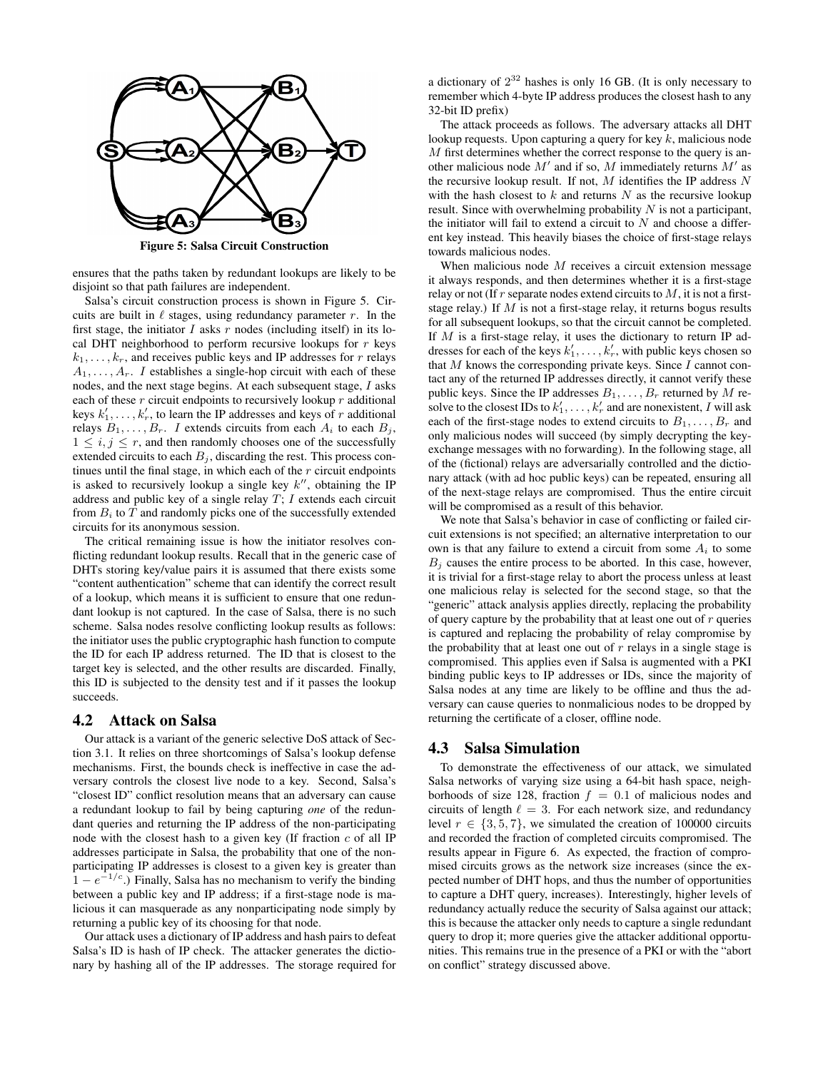**Figure 5: Salsa Circuit Construction**

ensures that the paths taken by redundant lookups are likely to be disjoint so that path failures are independent.

Salsa's circuit construction process is shown in Figure 5. Circuits are built in $\ell$ stages, using redundancy parameter $r$. In the first stage, the initiator $I$ asks $r$ nodes (including itself) in its local DHT neighborhood to perform recursive lookups for $r$ keys $k_1, \ldots, k_r$, and receives public keys and IP addresses for $r$ relays $A_1, \ldots, A_r$. $I$ establishes a single-hop circuit with each of these nodes, and the next stage begins. At each subsequent stage, $I$ asks each of these $r$ circuit endpoints to recursively lookup $r$ additional keys $k'_1, \ldots, k'_r$, to learn the IP addresses and keys of $r$ additional relays $B_1, \ldots, B_r$. $I$ extends circuits from each $A_i$ to each $B_j$, $1 \leq i, j \leq r$, and then randomly chooses one of the successfully extended circuits to each $B_j$, discarding the rest. This process continues until the final stage, in which each of the $r$ circuit endpoints is asked to recursively lookup a single key $k''$, obtaining the IP address and public key of a single relay $T$; $I$ extends each circuit from $B_i$ to $T$ and randomly picks one of the successfully extended circuits for its anonymous session.

The critical remaining issue is how the initiator resolves conflicting redundant lookup results. Recall that in the generic case of DHTs storing key/value pairs it is assumed that there exists some "content authentication" scheme that can identify the correct result of a lookup, which means it is sufficient to ensure that one redundant lookup is not captured. In the case of Salsa, there is no such scheme. Salsa nodes resolve conflicting lookup results as follows: the initiator uses the public cryptographic hash function to compute the ID for each IP address returned. The ID that is closest to the target key is selected, and the other results are discarded. Finally, this ID is subjected to the density test and if it passes the lookup succeeds.

## 4.2 Attack on Salsa

Our attack is a variant of the generic selective DoS attack of Section 3.1. It relies on three shortcomings of Salsa's lookup defense mechanisms. First, the bounds check is ineffective in case the adversary controls the closest live node to a key. Second, Salsa's "closest ID" conflict resolution means that an adversary can cause a redundant lookup to fail by being capturing *one* of the redundant queries and returning the IP address of the non-participating node with the closest hash to a given key (If fraction $c$ of all IP addresses participate in Salsa, the probability that one of the nonparticipating IP addresses is closest to a given key is greater than $1 - e^{-1/c}$.) Finally, Salsa has no mechanism to verify the binding between a public key and IP address; if a first-stage node is malicious it can masquerade as any nonparticipating node simply by returning a public key of its choosing for that node.

Our attack uses a dictionary of IP address and hash pairs to defeat Salsa's ID is hash of IP check. The attacker generates the dictionary by hashing all of the IP addresses. The storage required for a dictionary of $2^{32}$ hashes is only 16 GB. (It is only necessary to remember which 4-byte IP address produces the closest hash to any 32-bit ID prefix)

The attack proceeds as follows. The adversary attacks all DHT lookup requests. Upon capturing a query for key $k$, malicious node $M$ first determines whether the correct response to the query is another malicious node $M'$ and if so, $M$ immediately returns $M'$ as the recursive lookup result. If not, $M$ identifies the IP address $N$ with the hash closest to $k$ and returns $N$ as the recursive lookup result. Since with overwhelming probability $N$ is not a participant, the initiator will fail to extend a circuit to $N$ and choose a different key instead. This heavily biases the choice of first-stage relays towards malicious nodes.

When malicious node $M$ receives a circuit extension message it always responds, and then determines whether it is a first-stage relay or not (If $r$ separate nodes extend circuits to $M$, it is not a first-stage relay.) If $M$ is not a first-stage relay, it returns bogus results for all subsequent lookups, so that the circuit cannot be completed. If $M$ is a first-stage relay, it uses the dictionary to return IP addresses for each of the keys $k'_1, \ldots, k'_r$, with public keys chosen so that $M$ knows the corresponding private keys. Since $I$ cannot contact any of the returned IP addresses directly, it cannot verify these public keys. Since the IP addresses $B_1, \ldots, B_r$ returned by $M$ resolve to the closest IDs to $k'_1, \ldots, k'_r$ and are nonexistent, $I$ will ask each of the first-stage nodes to extend circuits to $B_1, \ldots, B_r$ and only malicious nodes will succeed (by simply decrypting the key-exchange messages with no forwarding). In the following stage, all of the (fictional) relays are adversarially controlled and the dictionary attack (with ad hoc public keys) can be repeated, ensuring all of the next-stage relays are compromised. Thus the entire circuit will be compromised as a result of this behavior.

We note that Salsa's behavior in case of conflicting or failed circuit extensions is not specified; an alternative interpretation to our own is that any failure to extend a circuit from some $A_i$ to some $B_j$ causes the entire process to be aborted. In this case, however, it is trivial for a first-stage relay to abort the process unless at least one malicious relay is selected for the second stage, so that the "generic" attack analysis applies directly, replacing the probability of query capture by the probability that at least one out of $r$ queries is captured and replacing the probability of relay compromise by the probability that at least one out of $r$ relays in a single stage is compromised. This applies even if Salsa is augmented with a PKI binding public keys to IP addresses or IDs, since the majority of Salsa nodes at any time are likely to be offline and thus the adversary can cause queries to nonmalicious nodes to be dropped by returning the certificate of a closer, offline node.

## 4.3 Salsa Simulation

To demonstrate the effectiveness of our attack, we simulated Salsa networks of varying size using a 64-bit hash space, neighborhoods of size 128, fraction $f = 0.1$ of malicious nodes and circuits of length $\ell = 3$. For each network size, and redundancy level $r \in \{3, 5, 7\}$, we simulated the creation of 100000 circuits and recorded the fraction of completed circuits compromised. The results appear in Figure 6. As expected, the fraction of compromised circuits grows as the network size increases (since the expected number of DHT hops, and thus the number of opportunities to capture a DHT query, increases). Interestingly, higher levels of redundancy actually reduce the security of Salsa against our attack; this is because the attacker only needs to capture a single redundant query to drop it; more queries give the attacker additional opportunities. This remains true in the presence of a PKI or with the "abort on conflict" strategy discussed above.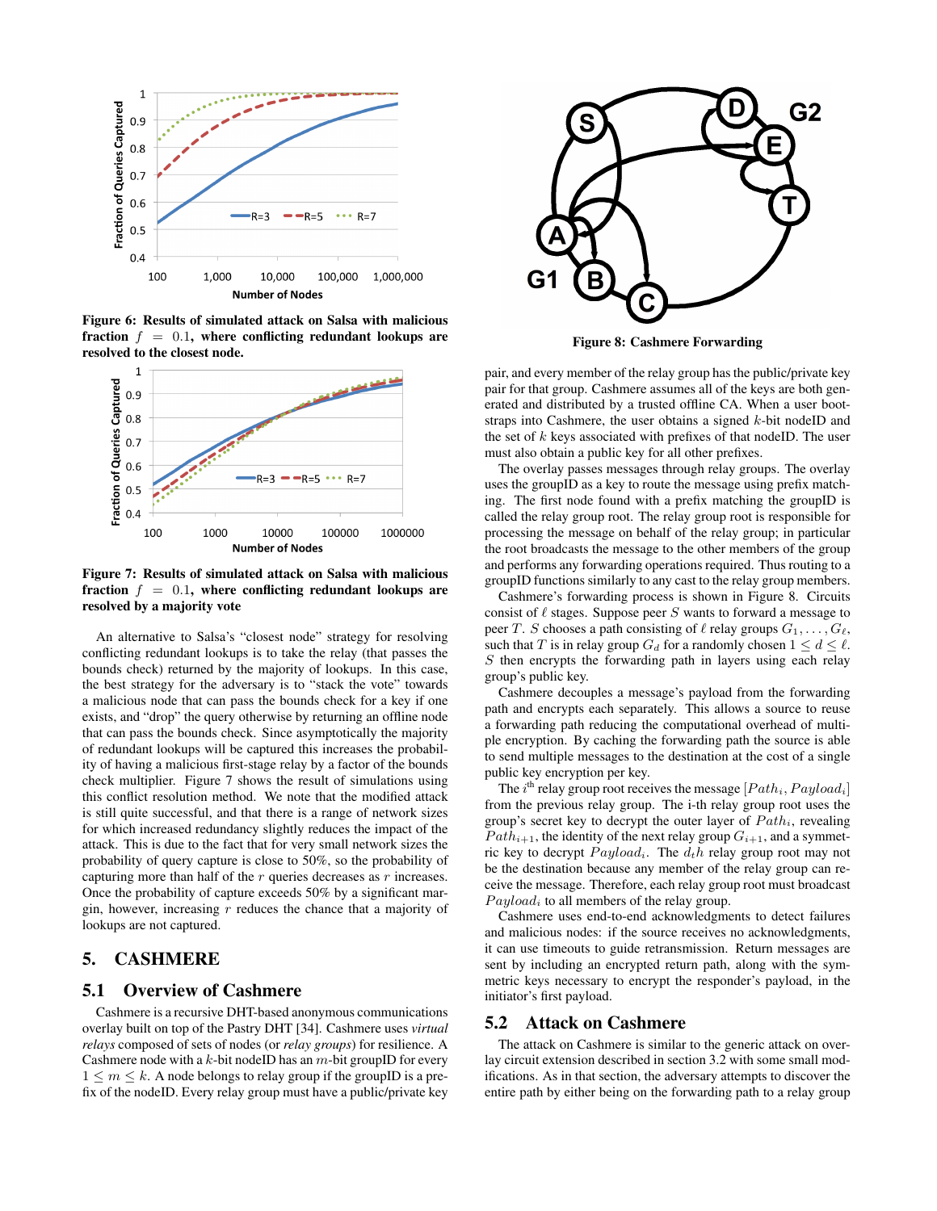Figure 6: Results of simulated attack on Salsa with malicious fraction $f = 0.1$, where conflicting redundant lookups are resolved to the closest node.

Figure 7: Results of simulated attack on Salsa with malicious fraction $f = 0.1$, where conflicting redundant lookups are resolved by a majority vote

An alternative to Salsa's "closest node" strategy for resolving conflicting redundant lookups is to take the relay (that passes the bounds check) returned by the majority of lookups. In this case, the best strategy for the adversary is to "stack the vote" towards a malicious node that can pass the bounds check for a key if one exists, and "drop" the query otherwise by returning an offline node that can pass the bounds check. Since asymptotically the majority of redundant lookups will be captured this increases the probability of having a malicious first-stage relay by a factor of the bounds check multiplier. Figure 7 shows the result of simulations using this conflict resolution method. We note that the modified attack is still quite successful, and that there is a range of network sizes for which increased redundancy slightly reduces the impact of the attack. This is due to the fact that for very small network sizes the probability of query capture is close to 50%, so the probability of capturing more than half of the $r$ queries decreases as $r$ increases. Once the probability of capture exceeds 50% by a significant margin, however, increasing $r$ reduces the chance that a majority of lookups are not captured.

## 5. CASHMERE

### 5.1 Overview of Cashmere

Cashmere is a recursive DHT-based anonymous communications overlay built on top of the Pastry DHT [34]. Cashmere uses *virtual relays* composed of sets of nodes (or *relay groups*) for resilience. A Cashmere node with a $k$-bit nodeID has an $m$-bit groupID for every $1 \leq m \leq k$. A node belongs to relay group if the groupID is a prefix of the nodeID. Every relay group must have a public/private key pair, and every member of the relay group has the public/private key pair for that group. Cashmere assumes all of the keys are both generated and distributed by a trusted offline CA. When a user bootstraps into Cashmere, the user obtains a signed $k$-bit nodeID and the set of $k$ keys associated with prefixes of that nodeID. The user must also obtain a public key for all other prefixes.

The overlay passes messages through relay groups. The overlay uses the groupID as a key to route the message using prefix matching. The first node found with a prefix matching the groupID is called the relay group root. The relay group root is responsible for processing the message on behalf of the relay group; in particular the root broadcasts the message to the other members of the group and performs any forwarding operations required. Thus routing to a groupID functions similarly to any cast to the relay group members.

Figure 8: Cashmere Forwarding

Cashmere's forwarding process is shown in Figure 8. Circuits consist of $\ell$ stages. Suppose peer $S$ wants to forward a message to peer $T$. $S$ chooses a path consisting of $\ell$ relay groups $G_1, \ldots, G_\ell$, such that $T$ is in relay group $G_d$ for a randomly chosen $1 \leq d \leq \ell$. $S$ then encrypts the forwarding path in layers using each relay group's public key.

Cashmere decouples a message's payload from the forwarding path and encrypts each separately. This allows a source to reuse a forwarding path reducing the computational overhead of multiple encryption. By caching the forwarding path the source is able to send multiple messages to the destination at the cost of a single public key encryption per key.

The $i^{\text{th}}$ relay group root receives the message $[Path_i, Payload_i]$ from the previous relay group. The i-th relay group root uses the group's secret key to decrypt the outer layer of $Path_i$, revealing $Path_{i+1}$, the identity of the next relay group $G_{i+1}$, and a symmetric key to decrypt $Payload_i$. The $d_th$ relay group root may not be the destination because any member of the relay group can receive the message. Therefore, each relay group root must broadcast $Payload_i$ to all members of the relay group.

Cashmere uses end-to-end acknowledgments to detect failures and malicious nodes: if the source receives no acknowledgments, it can use timeouts to guide retransmission. Return messages are sent by including an encrypted return path, along with the symmetric keys necessary to encrypt the responder's payload, in the initiator's first payload.

### 5.2 Attack on Cashmere

The attack on Cashmere is similar to the generic attack on overlay circuit extension described in section 3.2 with some small modifications. As in that section, the adversary attempts to discover the entire path by either being on the forwarding path to a relay group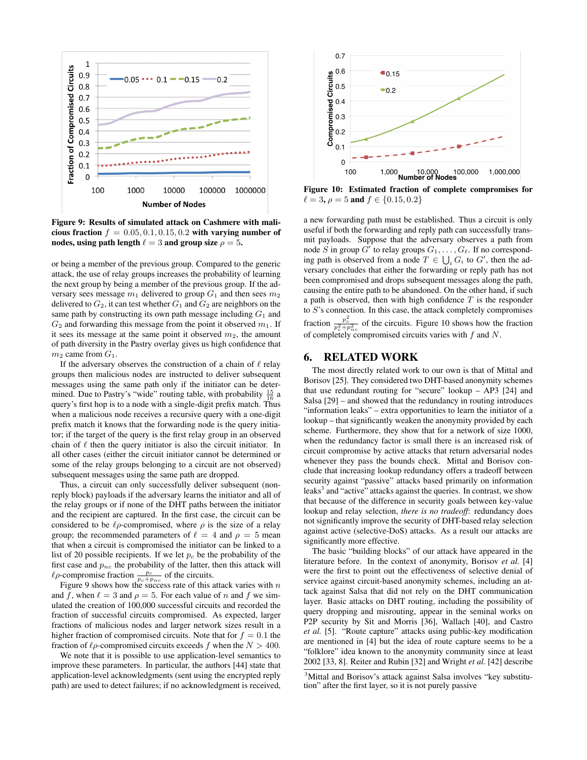**Figure 9: Results of simulated attack on Cashmere with malicious fraction $f = 0.05, 0.1, 0.15, 0.2$ with varying number of nodes, using path length $\ell = 3$ and group size $\rho = 5$.**

or being a member of the previous group. Compared to the generic attack, the use of relay groups increases the probability of learning the next group by being a member of the previous group. If the adversary sees message $m_1$ delivered to group $G_1$ and then sees $m_2$ delivered to $G_2$, it can test whether $G_1$ and $G_2$ are neighbors on the same path by constructing its own path message including $G_1$ and $G_2$ and forwarding this message from the point it observed $m_1$. If it sees its message at the same point it observed $m_2$, the amount of path diversity in the Pastry overlay gives us high confidence that $m_2$ came from $G_1$.

If the adversary observes the construction of a chain of $\ell$ relay groups then malicious nodes are instructed to deliver subsequent messages using the same path only if the initiator can be determined. Due to Pastry's "wide" routing table, with probability $\frac{15}{16}$ a query's first hop is to a node with a single-digit prefix match. Thus when a malicious node receives a recursive query with a one-digit prefix match it knows that the forwarding node is the query initiator; if the target of the query is the first relay group in an observed chain of $\ell$ then the query initiator is also the circuit initiator. In all other cases (either the circuit initiator cannot be determined or some of the relay groups belonging to a circuit are not observed) subsequent messages using the same path are dropped.

Thus, a circuit can only successfully deliver subsequent (non-reply block) payloads if the adversary learns the initiator and all of the relay groups or if none of the DHT paths between the initiator and the recipient are captured. In the first case, the circuit can be considered to be $\ell\rho$-compromised, where $\rho$ is the size of a relay group; the recommended parameters of $\ell = 4$ and $\rho = 5$ mean that when a circuit is compromised the initiator can be linked to a list of 20 possible recipients. If we let $p_c$ be the probability of the first case and $p_{nc}$ the probability of the latter, then this attack will $\ell\rho$-compromise fraction $\frac{p_c}{p_c+p_{nc}}$ of the circuits.

Figure 9 shows how the success rate of this attack varies with $n$ and $f$, when $\ell = 3$ and $\rho = 5$. For each value of $n$ and $f$ we simulated the creation of 100,000 successful circuits and recorded the fraction of successful circuits compromised. As expected, larger fractions of malicious nodes and larger network sizes result in a higher fraction of compromised circuits. Note that for $f = 0.1$ the fraction of $\ell\rho$-compromised circuits exceeds $f$ when the $N > 400$.

We note that it is possible to use application-level semantics to improve these parameters. In particular, the authors [44] state that application-level acknowledgments (sent using the encrypted reply path) are used to detect failures; if no acknowledgment is received, a new forwarding path must be established. Thus a circuit is only useful if both the forwarding and reply path can successfully transmit payloads. Suppose that the adversary observes a path from node $S$ in group $G'$ to relay groups $G_1, \ldots, G_\ell$. If no corresponding path is observed from a node $T \in \bigcup_i G_i$ to $G'$, then the adversary concludes that either the forwarding or reply path has not been compromised and drops subsequent messages along the path, causing the entire path to be abandoned. On the other hand, if such a path is observed, then with high confidence $T$ is the responder to $S$'s connection. In this case, the attack completely compromises fraction $\frac{p_c^2}{p_c^2+p_{nc}^2}$ of the circuits. Figure 10 shows how the fraction of completely compromised circuits varies with $f$ and $N$.

**Figure 10: Estimated fraction of complete compromises for $\ell = 3$, $\rho = 5$ and $f \in \{0.15, 0.2\}$**

## 6. RELATED WORK

The most directly related work to our own is that of Mittal and Borisov [25]. They considered two DHT-based anonymity schemes that use redundant routing for "secure" lookup – AP3 [24] and Salsa [29] – and showed that the redundancy in routing introduces "information leaks" – extra opportunities to learn the initiator of a lookup – that significantly weaken the anonymity provided by each scheme. Furthermore, they show that for a network of size 1000, when the redundancy factor is small there is an increased risk of circuit compromise by active attacks that return adversarial nodes whenever they pass the bounds check. Mittal and Borisov conclude that increasing lookup redundancy offers a tradeoff between security against "passive" attacks based primarily on information leaks[3] and "active" attacks against the queries. In contrast, we show that because of the difference in security goals between key-value lookup and relay selection, *there is no tradeoff*: redundancy does not significantly improve the security of DHT-based relay selection against active (selective-DoS) attacks. As a result our attacks are significantly more effective.

The basic "building blocks" of our attack have appeared in the literature before. In the context of anonymity, Borisov *et al.* [4] were the first to point out the effectiveness of selective denial of service against circuit-based anonymity schemes, including an attack against Salsa that did not rely on the DHT communication layer. Basic attacks on DHT routing, including the possibility of query dropping and misrouting, appear in the seminal works on P2P security by Sit and Morris [36], Wallach [40], and Castro *et al.* [5]. "Route capture" attacks using public-key modification are mentioned in [4] but the idea of route capture seems to be a "folklore" idea known to the anonymity community since at least 2002 [33, 8]. Reiter and Rubin [32] and Wright *et al.* [42] describe

[3] Mittal and Borisov's attack against Salsa involves "key substitution" after the first layer, so it is not purely passive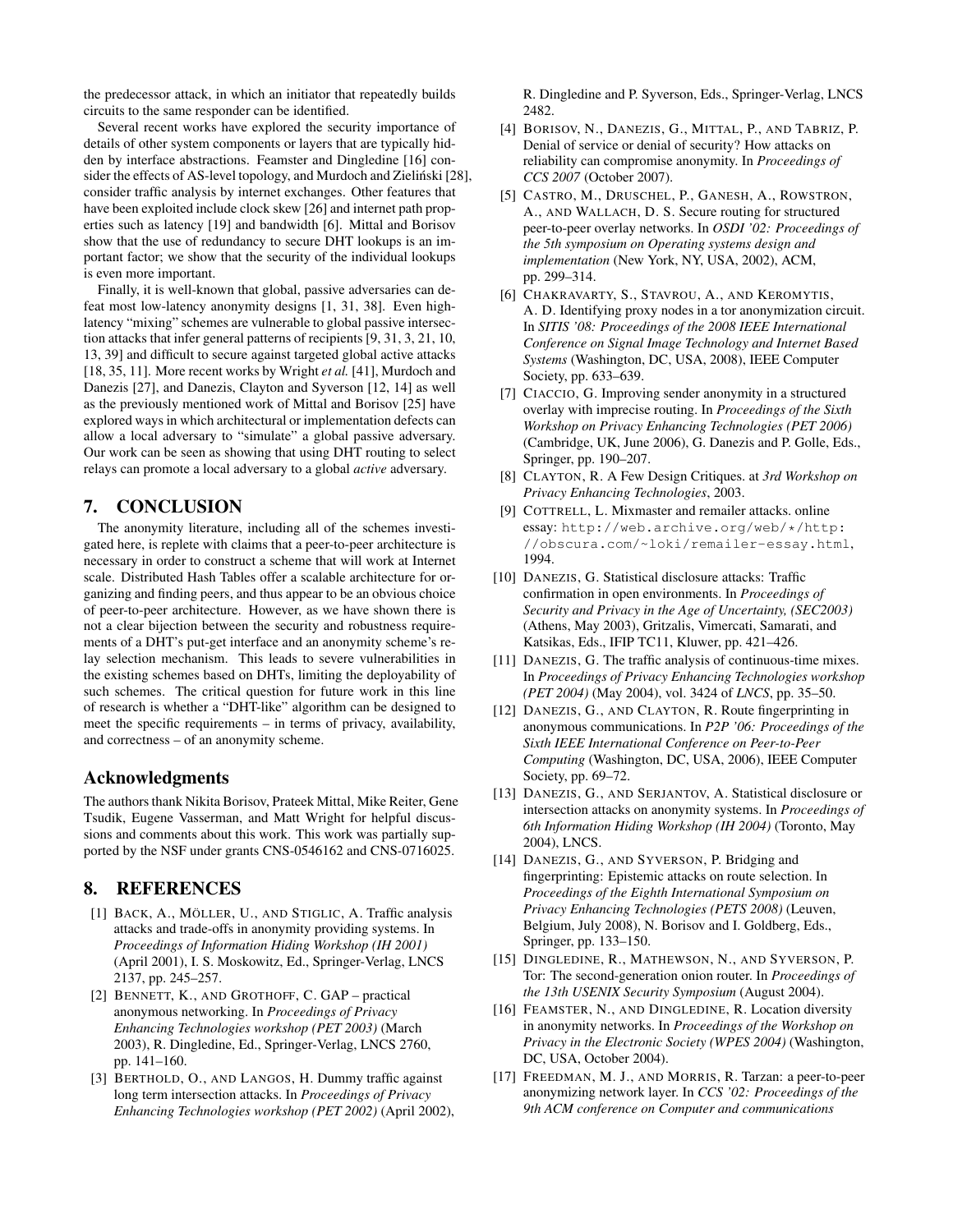the predecessor attack, in which an initiator that repeatedly builds circuits to the same responder can be identified.

Several recent works have explored the security importance of details of other system components or layers that are typically hidden by interface abstractions. Feamster and Dingledine [16] consider the effects of AS-level topology, and Murdoch and Zieliński [28], consider traffic analysis by internet exchanges. Other features that have been exploited include clock skew [26] and internet path properties such as latency [19] and bandwidth [6]. Mittal and Borisov show that the use of redundancy to secure DHT lookups is an important factor; we show that the security of the individual lookups is even more important.

Finally, it is well-known that global, passive adversaries can defeat most low-latency anonymity designs [1, 31, 38]. Even high-latency "mixing" schemes are vulnerable to global passive intersection attacks that infer general patterns of recipients [9, 31, 3, 21, 10, 13, 39] and difficult to secure against targeted global active attacks [18, 35, 11]. More recent works by Wright *et al.* [41], Murdoch and Danezis [27], and Danezis, Clayton and Syverson [12, 14] as well as the previously mentioned work of Mittal and Borisov [25] have explored ways in which architectural or implementation defects can allow a local adversary to "simulate" a global passive adversary. Our work can be seen as showing that using DHT routing to select relays can promote a local adversary to a global *active* adversary.

## 7. CONCLUSION

The anonymity literature, including all of the schemes investigated here, is replete with claims that a peer-to-peer architecture is necessary in order to construct a scheme that will work at Internet scale. Distributed Hash Tables offer a scalable architecture for organizing and finding peers, and thus appear to be an obvious choice of peer-to-peer architecture. However, as we have shown there is not a clear bijection between the security and robustness requirements of a DHT's put-get interface and an anonymity scheme's relay selection mechanism. This leads to severe vulnerabilities in the existing schemes based on DHTs, limiting the deployability of such schemes. The critical question for future work in this line of research is whether a "DHT-like" algorithm can be designed to meet the specific requirements – in terms of privacy, availability, and correctness – of an anonymity scheme.

## Acknowledgments

The authors thank Nikita Borisov, Prateek Mittal, Mike Reiter, Gene Tsudik, Eugene Vasserman, and Matt Wright for helpful discussions and comments about this work. This work was partially supported by the NSF under grants CNS-0546162 and CNS-0716025.

## 8. REFERENCES

[1] BACK, A., MÖLLER, U., AND STIGLIC, A. Traffic analysis attacks and trade-offs in anonymity providing systems. In *Proceedings of Information Hiding Workshop (IH 2001)* (April 2001), I. S. Moskowitz, Ed., Springer-Verlag, LNCS 2137, pp. 245–257.

[2] BENNETT, K., AND GROTHOFF, C. GAP – practical anonymous networking. In *Proceedings of Privacy Enhancing Technologies workshop (PET 2003)* (March 2003), R. Dingledine, Ed., Springer-Verlag, LNCS 2760, pp. 141–160.

[3] BERTHOLD, O., AND LANGOS, H. Dummy traffic against long term intersection attacks. In *Proceedings of Privacy Enhancing Technologies workshop (PET 2002)* (April 2002), R. Dingledine and P. Syverson, Eds., Springer-Verlag, LNCS 2482.

[4] BORISOV, N., DANEZIS, G., MITTAL, P., AND TABRIZ, P. Denial of service or denial of security? How attacks on reliability can compromise anonymity. In *Proceedings of CCS 2007* (October 2007).

[5] CASTRO, M., DRUSCHEL, P., GANESH, A., ROWSTRON, A., AND WALLACH, D. S. Secure routing for structured peer-to-peer overlay networks. In *OSDI '02: Proceedings of the 5th symposium on Operating systems design and implementation* (New York, NY, USA, 2002), ACM, pp. 299–314.

[6] CHAKRAVARTY, S., STAVROU, A., AND KEROMYTIS, A. D. Identifying proxy nodes in a tor anonymization circuit. In *SITIS '08: Proceedings of the 2008 IEEE International Conference on Signal Image Technology and Internet Based Systems* (Washington, DC, USA, 2008), IEEE Computer Society, pp. 633–639.

[7] CIACCIO, G. Improving sender anonymity in a structured overlay with imprecise routing. In *Proceedings of the Sixth Workshop on Privacy Enhancing Technologies (PET 2006)* (Cambridge, UK, June 2006), G. Danezis and P. Golle, Eds., Springer, pp. 190–207.

[8] CLAYTON, R. A Few Design Critiques. at *3rd Workshop on Privacy Enhancing Technologies*, 2003.

[9] COTTRELL, L. Mixmaster and remailer attacks. online essay: `http://web.archive.org/web/*/http://obscura.com/~loki/remailer-essay.html`, 1994.

[10] DANEZIS, G. Statistical disclosure attacks: Traffic confirmation in open environments. In *Proceedings of Security and Privacy in the Age of Uncertainty, (SEC2003)* (Athens, May 2003), Gritzalis, Vimercati, Samarati, and Katsikas, Eds., IFIP TC11, Kluwer, pp. 421–426.

[11] DANEZIS, G. The traffic analysis of continuous-time mixes. In *Proceedings of Privacy Enhancing Technologies workshop (PET 2004)* (May 2004), vol. 3424 of *LNCS*, pp. 35–50.

[12] DANEZIS, G., AND CLAYTON, R. Route fingerprinting in anonymous communications. In *P2P '06: Proceedings of the Sixth IEEE International Conference on Peer-to-Peer Computing* (Washington, DC, USA, 2006), IEEE Computer Society, pp. 69–72.

[13] DANEZIS, G., AND SERJANTOV, A. Statistical disclosure or intersection attacks on anonymity systems. In *Proceedings of 6th Information Hiding Workshop (IH 2004)* (Toronto, May 2004), LNCS.

[14] DANEZIS, G., AND SYVERSON, P. Bridging and fingerprinting: Epistemic attacks on route selection. In *Proceedings of the Eighth International Symposium on Privacy Enhancing Technologies (PETS 2008)* (Leuven, Belgium, July 2008), N. Borisov and I. Goldberg, Eds., Springer, pp. 133–150.

[15] DINGLEDINE, R., MATHEWSON, N., AND SYVERSON, P. Tor: The second-generation onion router. In *Proceedings of the 13th USENIX Security Symposium* (August 2004).

[16] FEAMSTER, N., AND DINGLEDINE, R. Location diversity in anonymity networks. In *Proceedings of the Workshop on Privacy in the Electronic Society (WPES 2004)* (Washington, DC, USA, October 2004).

[17] FREEDMAN, M. J., AND MORRIS, R. Tarzan: a peer-to-peer anonymizing network layer. In *CCS '02: Proceedings of the 9th ACM conference on Computer and communications*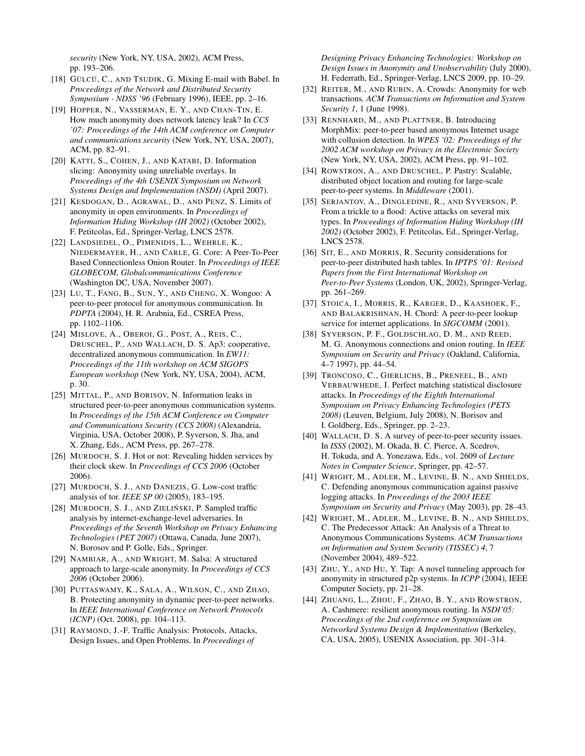*security* (New York, NY, USA, 2002), ACM Press, pp. 193–206.

[18] GÜLCÜ, C., AND TSUDIK, G. Mixing E-mail with Babel. In *Proceedings of the Network and Distributed Security Symposium - NDSS '96* (February 1996), IEEE, pp. 2–16.

[19] HOPPER, N., VASSERMAN, E. Y., AND CHAN-TIN, E. How much anonymity does network latency leak? In *CCS '07: Proceedings of the 14th ACM conference on Computer and communications security* (New York, NY, USA, 2007), ACM, pp. 82–91.

[20] KATTI, S., COHEN, J., AND KATABI, D. Information slicing: Anonymity using unreliable overlays. In *Proceedings of the 4th USENIX Symposium on Network Systems Design and Implementation (NSDI)* (April 2007).

[21] KESDOGAN, D., AGRAWAL, D., AND PENZ, S. Limits of anonymity in open environments. In *Proceedings of Information Hiding Workshop (IH 2002)* (October 2002), F. Petitcolas, Ed., Springer-Verlag, LNCS 2578.

[22] LANDSIEDEL, O., PIMENIDIS, L., WEHRLE, K., NIEDERMAYER, H., AND CARLE, G. Core: A Peer-To-Peer Based Connectionless Onion Router. In *Proceedings of IEEE GLOBECOM, Globalcommunications Conference* (Washington DC, USA, November 2007).

[23] LU, T., FANG, B., SUN, Y., AND CHENG, X. Wongoo: A peer-to-peer protocol for anonymous communication. In *PDPTA* (2004), H. R. Arabnia, Ed., CSREA Press, pp. 1102–1106.

[24] MISLOVE, A., OBEROI, G., POST, A., REIS, C., DRUSCHEL, P., AND WALLACH, D. S. Ap3: cooperative, decentralized anonymous communication. In *EW11: Proceedings of the 11th workshop on ACM SIGOPS European workshop* (New York, NY, USA, 2004), ACM, p. 30.

[25] MITTAL, P., AND BORISOV, N. Information leaks in structured peer-to-peer anonymous communication systems. In *Proceedings of the 15th ACM Conference on Computer and Communications Security (CCS 2008)* (Alexandria, Virginia, USA, October 2008), P. Syverson, S. Jha, and X. Zhang, Eds., ACM Press, pp. 267–278.

[26] MURDOCH, S. J. Hot or not: Revealing hidden services by their clock skew. In *Proceedings of CCS 2006* (October 2006).

[27] MURDOCH, S. J., AND DANEZIS, G. Low-cost traffic analysis of tor. *IEEE SP 00* (2005), 183–195.

[28] MURDOCH, S. J., AND ZIELIŃSKI, P. Sampled traffic analysis by internet-exchange-level adversaries. In *Proceedings of the Seventh Workshop on Privacy Enhancing Technologies (PET 2007)* (Ottawa, Canada, June 2007), N. Borosov and P. Golle, Eds., Springer.

[29] NAMBIAR, A., AND WRIGHT, M. Salsa: A structured approach to large-scale anonymity. In *Proceedings of CCS 2006* (October 2006).

[30] PUTTASWAMY, K., SALA, A., WILSON, C., AND ZHAO, B. Protecting anonymity in dynamic peer-to-peer networks. In *IEEE International Conference on Network Protocols (ICNP)* (Oct. 2008), pp. 104–113.

[31] RAYMOND, J.-F. Traffic Analysis: Protocols, Attacks, Design Issues, and Open Problems. In *Proceedings of Designing Privacy Enhancing Technologies: Workshop on Design Issues in Anonymity and Unobservability* (July 2000), H. Federrath, Ed., Springer-Verlag, LNCS 2009, pp. 10–29.

[32] REITER, M., AND RUBIN, A. Crowds: Anonymity for web transactions. *ACM Transactions on Information and System Security 1*, 1 (June 1998).

[33] RENNHARD, M., AND PLATTNER, B. Introducing MorphMix: peer-to-peer based anonymous Internet usage with collusion detection. In *WPES '02: Proceedings of the 2002 ACM workshop on Privacy in the Electronic Society* (New York, NY, USA, 2002), ACM Press, pp. 91–102.

[34] ROWSTRON, A., AND DRUSCHEL, P. Pastry: Scalable, distributed object location and routing for large-scale peer-to-peer systems. In *Middleware* (2001).

[35] SERJANTOV, A., DINGLEDINE, R., AND SYVERSON, P. From a trickle to a flood: Active attacks on several mix types. In *Proceedings of Information Hiding Workshop (IH 2002)* (October 2002), F. Petitcolas, Ed., Springer-Verlag, LNCS 2578.

[36] SIT, E., AND MORRIS, R. Security considerations for peer-to-peer distributed hash tables. In *IPTPS '01: Revised Papers from the First International Workshop on Peer-to-Peer Systems* (London, UK, 2002), Springer-Verlag, pp. 261–269.

[37] STOICA, I., MORRIS, R., KARGER, D., KAASHOEK, F., AND BALAKRISHNAN, H. Chord: A peer-to-peer lookup service for internet applications. In *SIGCOMM* (2001).

[38] SYVERSON, P. F., GOLDSCHLAG, D. M., AND REED, M. G. Anonymous connections and onion routing. In *IEEE Symposium on Security and Privacy* (Oakland, California, 4–7 1997), pp. 44–54.

[39] TRONCOSO, C., GIERLICHS, B., PRENEEL, B., AND VERBAUWHEDE, I. Perfect matching statistical disclosure attacks. In *Proceedings of the Eighth International Symposium on Privacy Enhancing Technologies (PETS 2008)* (Leuven, Belgium, July 2008), N. Borisov and I. Goldberg, Eds., Springer, pp. 2–23.

[40] WALLACH, D. S. A survey of peer-to-peer security issues. In *ISSS* (2002), M. Okada, B. C. Pierce, A. Scedrov, H. Tokuda, and A. Yonezawa, Eds., vol. 2609 of *Lecture Notes in Computer Science*, Springer, pp. 42–57.

[41] WRIGHT, M., ADLER, M., LEVINE, B. N., AND SHIELDS, C. Defending anonymous communication against passive logging attacks. In *Proceedings of the 2003 IEEE Symposium on Security and Privacy* (May 2003), pp. 28–43.

[42] WRIGHT, M., ADLER, M., LEVINE, B. N., AND SHIELDS, C. The Predecessor Attack: An Analysis of a Threat to Anonymous Communications Systems. *ACM Transactions on Information and System Security (TISSEC) 4*, 7 (November 2004), 489–522.

[43] ZHU, Y., AND HU, Y. Tap: A novel tunneling approach for anonymity in structured p2p systems. In *ICPP* (2004), IEEE Computer Society, pp. 21–28.

[44] ZHUANG, L., ZHOU, F., ZHAO, B. Y., AND ROWSTRON, A. Cashmere: resilient anonymous routing. In *NSDI'05: Proceedings of the 2nd conference on Symposium on Networked Systems Design & Implementation* (Berkeley, CA, USA, 2005), USENIX Association, pp. 301–314.